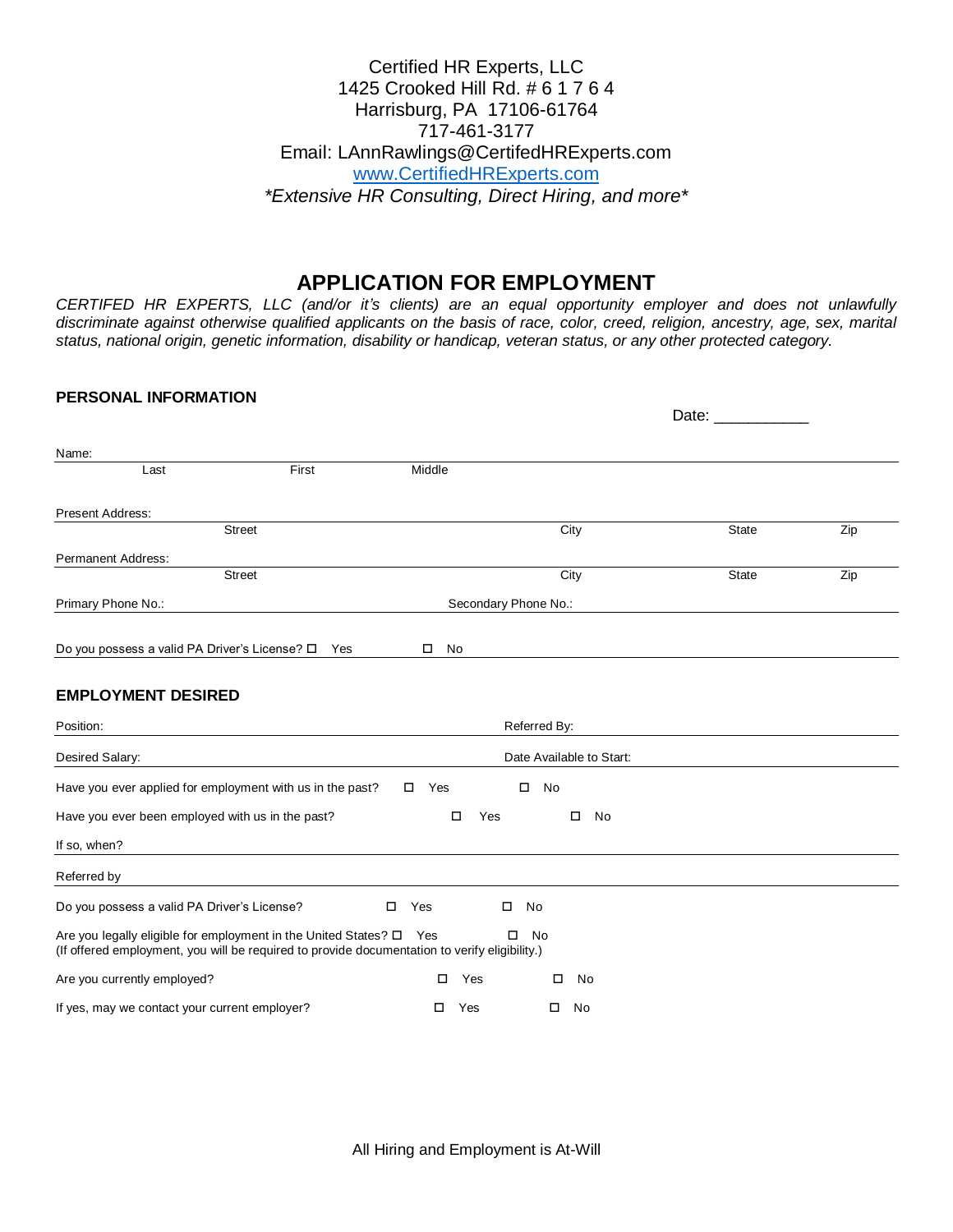Certified HR Experts, LLC
1425 Crooked Hill Rd. # 6 1 7 6 4
Harrisburg, PA 17106-61764
717-461-3177
Email: LAnnRawlings@CertifedHRExperts.com
[www.CertifiedHRExperts.com](http://www.CertifiedHRExperts.com)
*\*Extensive HR Consulting, Direct Hiring, and more\**

# APPLICATION FOR EMPLOYMENT

*CERTIFED HR EXPERTS, LLC (and/or it's clients) are an equal opportunity employer and does not unlawfully discriminate against otherwise qualified applicants on the basis of race, color, creed, religion, ancestry, age, sex, marital status, national origin, genetic information, disability or handicap, veteran status, or any other protected category.*

## PERSONAL INFORMATION

Date: ___________

Name: ______________________________________________
Last First Middle

Present Address: ______________________________________________
Street City State Zip

Permanent Address: ______________________________________________
Street City State Zip

Primary Phone No.: ______________________ Secondary Phone No.: ______________________

Do you possess a valid PA Driver's License? ☐ Yes ☐ No

## EMPLOYMENT DESIRED

Position: ______________________ Referred By: ______________________

Desired Salary: ______________________ Date Available to Start: ______________________

Have you ever applied for employment with us in the past? ☐ Yes ☐ No

Have you ever been employed with us in the past? ☐ Yes ☐ No

If so, when? ______________________________________________

Referred by ______________________________________________

Do you possess a valid PA Driver's License? ☐ Yes ☐ No

Are you legally eligible for employment in the United States? ☐ Yes ☐ No
(If offered employment, you will be required to provide documentation to verify eligibility.)

Are you currently employed? ☐ Yes ☐ No

If yes, may we contact your current employer? ☐ Yes ☐ No

All Hiring and Employment is At-Will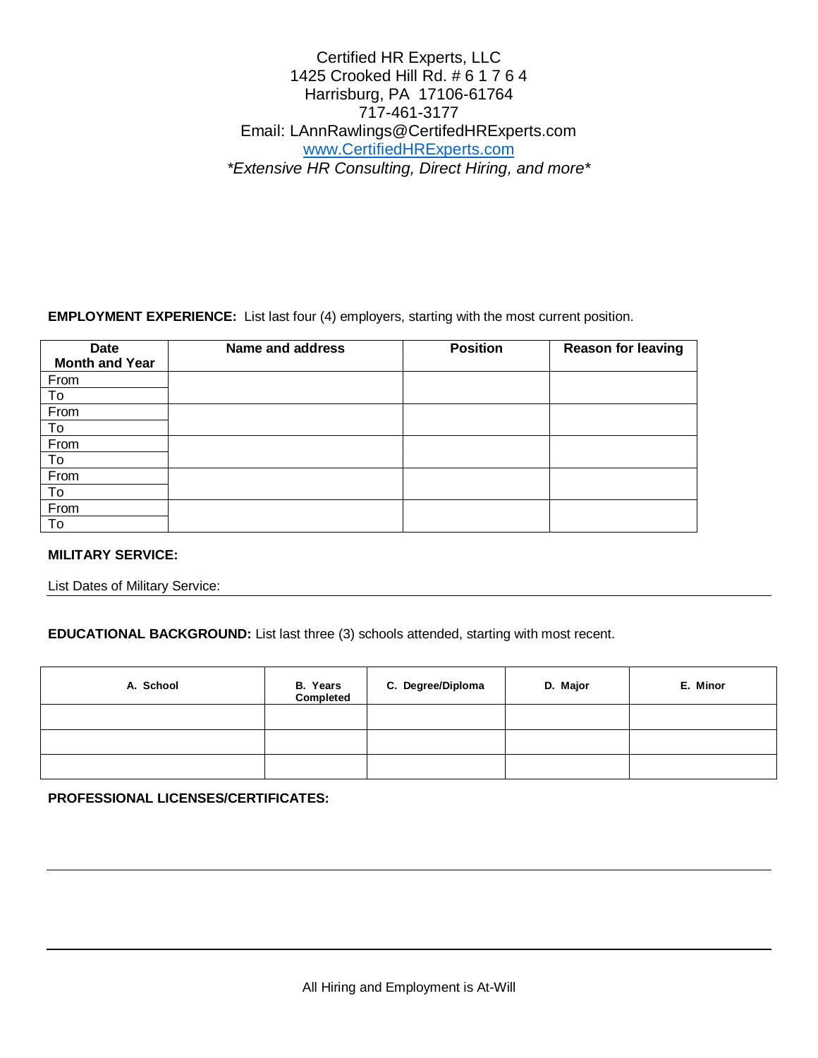Certified HR Experts, LLC
1425 Crooked Hill Rd. # 6 1 7 6 4
Harrisburg, PA 17106-61764
717-461-3177
Email: LAnnRawlings@CertifedHRExperts.com
www.CertifiedHRExperts.com
*Extensive HR Consulting, Direct Hiring, and more*

**EMPLOYMENT EXPERIENCE:** List last four (4) employers, starting with the most current position.

| Date Month and Year | Name and address | Position | Reason for leaving |
|---|---|---|---|
| From<br>To | | | |
| From<br>To | | | |
| From<br>To | | | |
| From<br>To | | | |
| From<br>To | | | |

**MILITARY SERVICE:**

List Dates of Military Service: \_\_\_\_\_\_\_\_\_\_\_\_\_\_\_\_\_\_\_\_\_\_\_\_\_\_\_\_\_\_\_\_\_\_\_\_\_\_\_\_

**EDUCATIONAL BACKGROUND:** List last three (3) schools attended, starting with most recent.

| A. School | B. Years Completed | C. Degree/Diploma | D. Major | E. Minor |
|---|---|---|---|---|
| | | | | |
| | | | | |
| | | | | |

**PROFESSIONAL LICENSES/CERTIFICATES:**

\_\_\_\_\_\_\_\_\_\_\_\_\_\_\_\_\_\_\_\_\_\_\_\_\_\_\_\_\_\_\_\_\_\_\_\_\_\_\_\_\_\_\_\_\_\_\_\_\_\_\_\_\_\_\_\_

\_\_\_\_\_\_\_\_\_\_\_\_\_\_\_\_\_\_\_\_\_\_\_\_\_\_\_\_\_\_\_\_\_\_\_\_\_\_\_\_\_\_\_\_\_\_\_\_\_\_\_\_\_\_\_\_

All Hiring and Employment is At-Will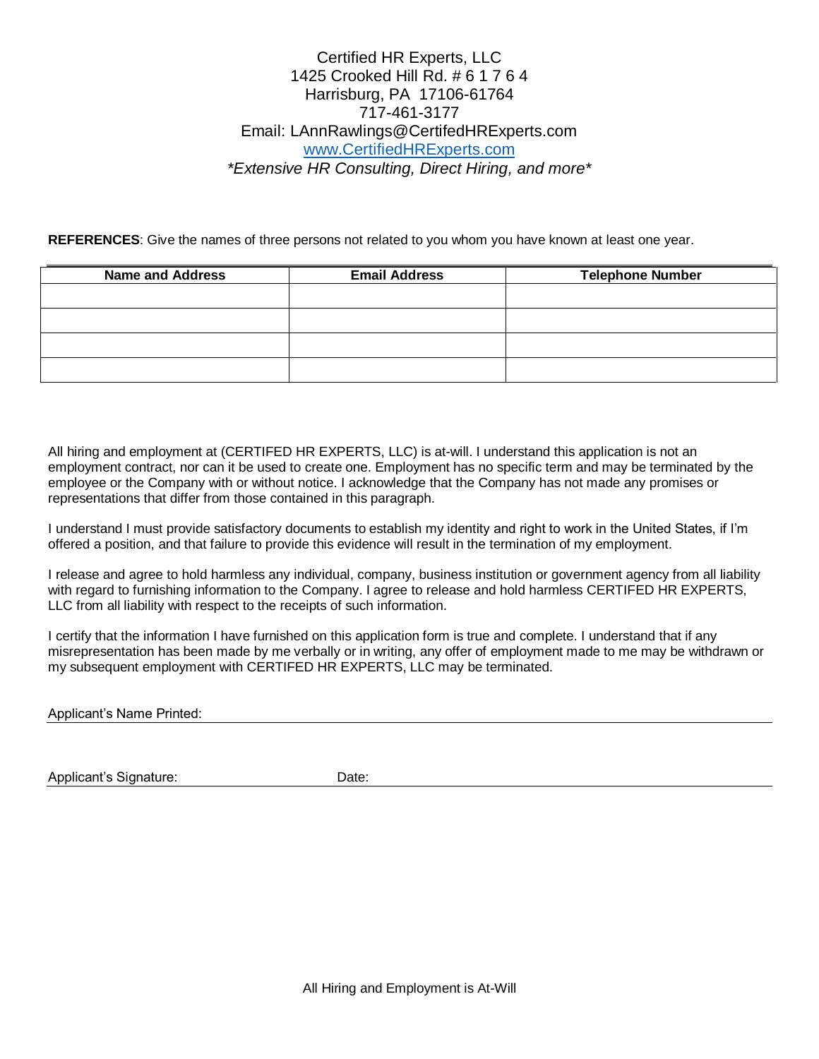Certified HR Experts, LLC
1425 Crooked Hill Rd. # 6 1 7 6 4
Harrisburg, PA 17106-61764
717-461-3177
Email: LAnnRawlings@CertifedHRExperts.com
www.CertifiedHRExperts.com
*Extensive HR Consulting, Direct Hiring, and more*

**REFERENCES**: Give the names of three persons not related to you whom you have known at least one year.

| Name and Address | Email Address | Telephone Number |
|---|---|---|
| | | |
| | | |
| | | |
| | | |

All hiring and employment at (CERTIFED HR EXPERTS, LLC) is at-will. I understand this application is not an employment contract, nor can it be used to create one. Employment has no specific term and may be terminated by the employee or the Company with or without notice. I acknowledge that the Company has not made any promises or representations that differ from those contained in this paragraph.

I understand I must provide satisfactory documents to establish my identity and right to work in the United States, if I'm offered a position, and that failure to provide this evidence will result in the termination of my employment.

I release and agree to hold harmless any individual, company, business institution or government agency from all liability with regard to furnishing information to the Company. I agree to release and hold harmless CERTIFED HR EXPERTS, LLC from all liability with respect to the receipts of such information.

I certify that the information I have furnished on this application form is true and complete. I understand that if any misrepresentation has been made by me verbally or in writing, any offer of employment made to me may be withdrawn or my subsequent employment with CERTIFED HR EXPERTS, LLC may be terminated.

Applicant's Name Printed: ______________________________

Applicant's Signature: ______________________________ Date: ______________________________

All Hiring and Employment is At-Will